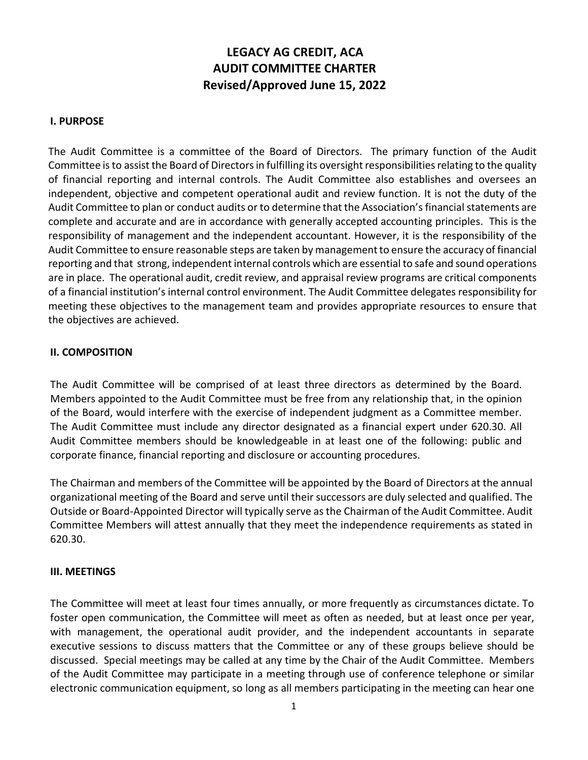# LEGACY AG CREDIT, ACA
# AUDIT COMMITTEE CHARTER
# Revised/Approved June 15, 2022

## I. PURPOSE

The Audit Committee is a committee of the Board of Directors. The primary function of the Audit Committee is to assist the Board of Directors in fulfilling its oversight responsibilities relating to the quality of financial reporting and internal controls. The Audit Committee also establishes and oversees an independent, objective and competent operational audit and review function. It is not the duty of the Audit Committee to plan or conduct audits or to determine that the Association's financial statements are complete and accurate and are in accordance with generally accepted accounting principles. This is the responsibility of management and the independent accountant. However, it is the responsibility of the Audit Committee to ensure reasonable steps are taken by management to ensure the accuracy of financial reporting and that strong, independent internal controls which are essential to safe and sound operations are in place. The operational audit, credit review, and appraisal review programs are critical components of a financial institution's internal control environment. The Audit Committee delegates responsibility for meeting these objectives to the management team and provides appropriate resources to ensure that the objectives are achieved.

## II. COMPOSITION

The Audit Committee will be comprised of at least three directors as determined by the Board. Members appointed to the Audit Committee must be free from any relationship that, in the opinion of the Board, would interfere with the exercise of independent judgment as a Committee member. The Audit Committee must include any director designated as a financial expert under 620.30. All Audit Committee members should be knowledgeable in at least one of the following: public and corporate finance, financial reporting and disclosure or accounting procedures.

The Chairman and members of the Committee will be appointed by the Board of Directors at the annual organizational meeting of the Board and serve until their successors are duly selected and qualified. The Outside or Board-Appointed Director will typically serve as the Chairman of the Audit Committee. Audit Committee Members will attest annually that they meet the independence requirements as stated in 620.30.

## III. MEETINGS

The Committee will meet at least four times annually, or more frequently as circumstances dictate. To foster open communication, the Committee will meet as often as needed, but at least once per year, with management, the operational audit provider, and the independent accountants in separate executive sessions to discuss matters that the Committee or any of these groups believe should be discussed. Special meetings may be called at any time by the Chair of the Audit Committee. Members of the Audit Committee may participate in a meeting through use of conference telephone or similar electronic communication equipment, so long as all members participating in the meeting can hear one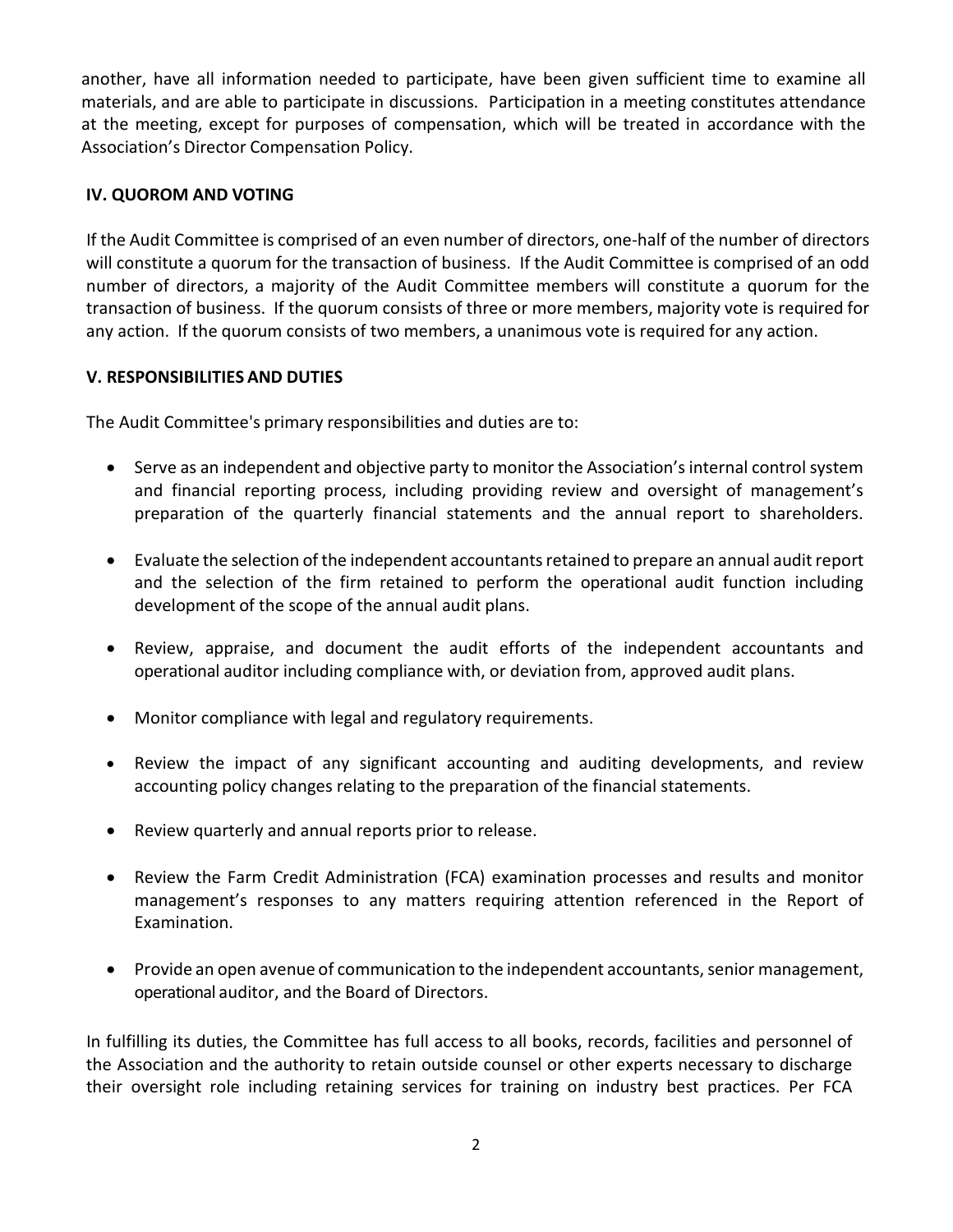another, have all information needed to participate, have been given sufficient time to examine all materials, and are able to participate in discussions. Participation in a meeting constitutes attendance at the meeting, except for purposes of compensation, which will be treated in accordance with the Association's Director Compensation Policy.

## IV. QUOROM AND VOTING

If the Audit Committee is comprised of an even number of directors, one-half of the number of directors will constitute a quorum for the transaction of business. If the Audit Committee is comprised of an odd number of directors, a majority of the Audit Committee members will constitute a quorum for the transaction of business. If the quorum consists of three or more members, majority vote is required for any action. If the quorum consists of two members, a unanimous vote is required for any action.

## V. RESPONSIBILITIES AND DUTIES

The Audit Committee's primary responsibilities and duties are to:

- Serve as an independent and objective party to monitor the Association's internal control system and financial reporting process, including providing review and oversight of management's preparation of the quarterly financial statements and the annual report to shareholders.
- Evaluate the selection of the independent accountants retained to prepare an annual audit report and the selection of the firm retained to perform the operational audit function including development of the scope of the annual audit plans.
- Review, appraise, and document the audit efforts of the independent accountants and operational auditor including compliance with, or deviation from, approved audit plans.
- Monitor compliance with legal and regulatory requirements.
- Review the impact of any significant accounting and auditing developments, and review accounting policy changes relating to the preparation of the financial statements.
- Review quarterly and annual reports prior to release.
- Review the Farm Credit Administration (FCA) examination processes and results and monitor management's responses to any matters requiring attention referenced in the Report of Examination.
- Provide an open avenue of communication to the independent accountants, senior management, operational auditor, and the Board of Directors.

In fulfilling its duties, the Committee has full access to all books, records, facilities and personnel of the Association and the authority to retain outside counsel or other experts necessary to discharge their oversight role including retaining services for training on industry best practices. Per FCA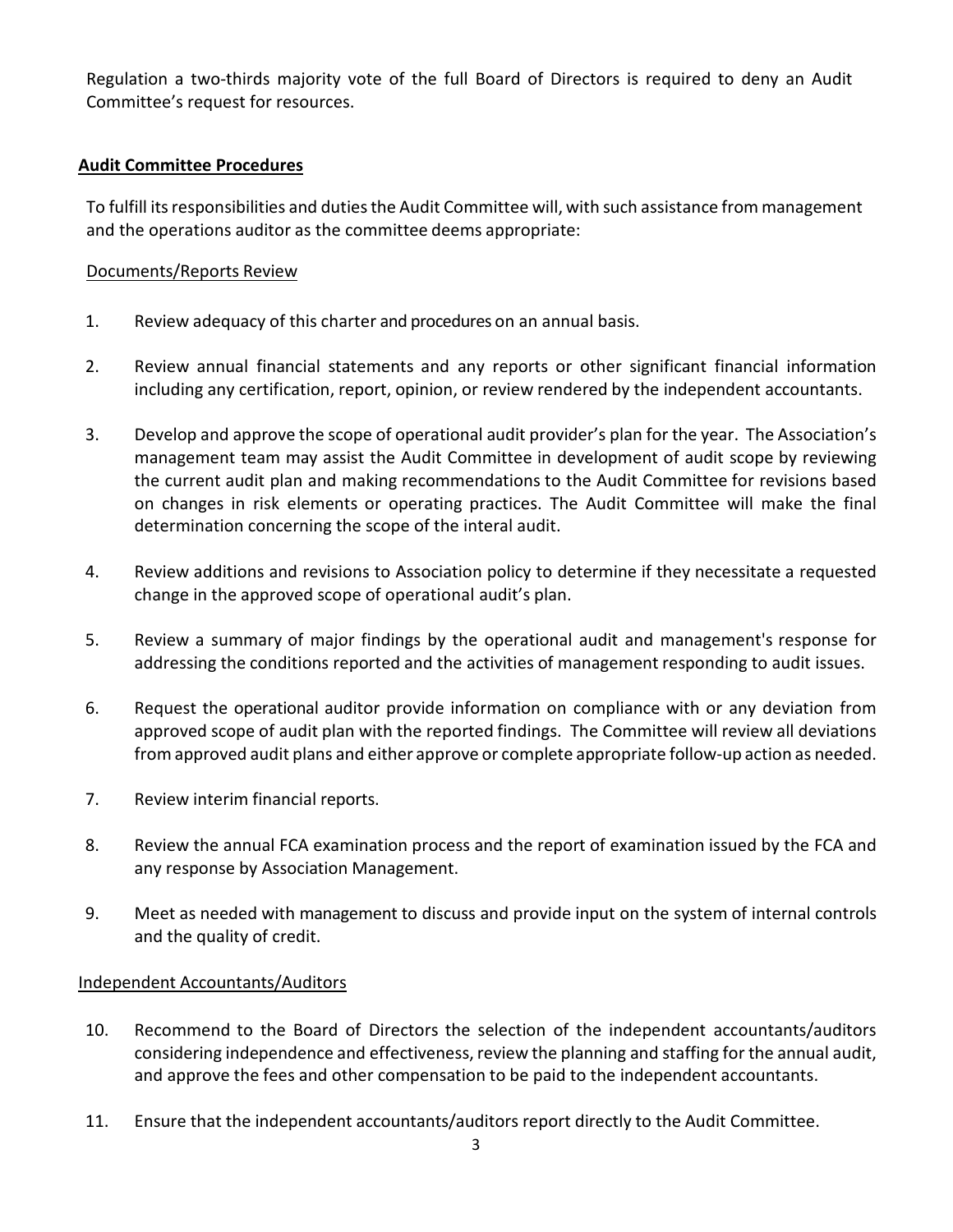Regulation a two-thirds majority vote of the full Board of Directors is required to deny an Audit Committee's request for resources.

**Audit Committee Procedures**

To fulfill its responsibilities and duties the Audit Committee will, with such assistance from management and the operations auditor as the committee deems appropriate:

Documents/Reports Review

1. Review adequacy of this charter and procedures on an annual basis.

2. Review annual financial statements and any reports or other significant financial information including any certification, report, opinion, or review rendered by the independent accountants.

3. Develop and approve the scope of operational audit provider's plan for the year. The Association's management team may assist the Audit Committee in development of audit scope by reviewing the current audit plan and making recommendations to the Audit Committee for revisions based on changes in risk elements or operating practices. The Audit Committee will make the final determination concerning the scope of the interal audit.

4. Review additions and revisions to Association policy to determine if they necessitate a requested change in the approved scope of operational audit's plan.

5. Review a summary of major findings by the operational audit and management's response for addressing the conditions reported and the activities of management responding to audit issues.

6. Request the operational auditor provide information on compliance with or any deviation from approved scope of audit plan with the reported findings. The Committee will review all deviations from approved audit plans and either approve or complete appropriate follow-up action as needed.

7. Review interim financial reports.

8. Review the annual FCA examination process and the report of examination issued by the FCA and any response by Association Management.

9. Meet as needed with management to discuss and provide input on the system of internal controls and the quality of credit.

Independent Accountants/Auditors

10. Recommend to the Board of Directors the selection of the independent accountants/auditors considering independence and effectiveness, review the planning and staffing for the annual audit, and approve the fees and other compensation to be paid to the independent accountants.

11. Ensure that the independent accountants/auditors report directly to the Audit Committee.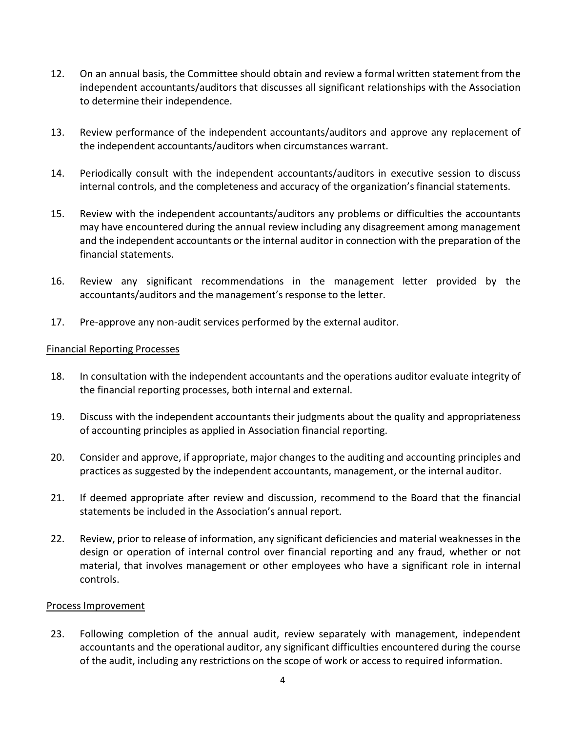12. On an annual basis, the Committee should obtain and review a formal written statement from the independent accountants/auditors that discusses all significant relationships with the Association to determine their independence.

13. Review performance of the independent accountants/auditors and approve any replacement of the independent accountants/auditors when circumstances warrant.

14. Periodically consult with the independent accountants/auditors in executive session to discuss internal controls, and the completeness and accuracy of the organization's financial statements.

15. Review with the independent accountants/auditors any problems or difficulties the accountants may have encountered during the annual review including any disagreement among management and the independent accountants or the internal auditor in connection with the preparation of the financial statements.

16. Review any significant recommendations in the management letter provided by the accountants/auditors and the management's response to the letter.

17. Pre-approve any non-audit services performed by the external auditor.

<u>Financial Reporting Processes</u>

18. In consultation with the independent accountants and the operations auditor evaluate integrity of the financial reporting processes, both internal and external.

19. Discuss with the independent accountants their judgments about the quality and appropriateness of accounting principles as applied in Association financial reporting.

20. Consider and approve, if appropriate, major changes to the auditing and accounting principles and practices as suggested by the independent accountants, management, or the internal auditor.

21. If deemed appropriate after review and discussion, recommend to the Board that the financial statements be included in the Association's annual report.

22. Review, prior to release of information, any significant deficiencies and material weaknesses in the design or operation of internal control over financial reporting and any fraud, whether or not material, that involves management or other employees who have a significant role in internal controls.

<u>Process Improvement</u>

23. Following completion of the annual audit, review separately with management, independent accountants and the operational auditor, any significant difficulties encountered during the course of the audit, including any restrictions on the scope of work or access to required information.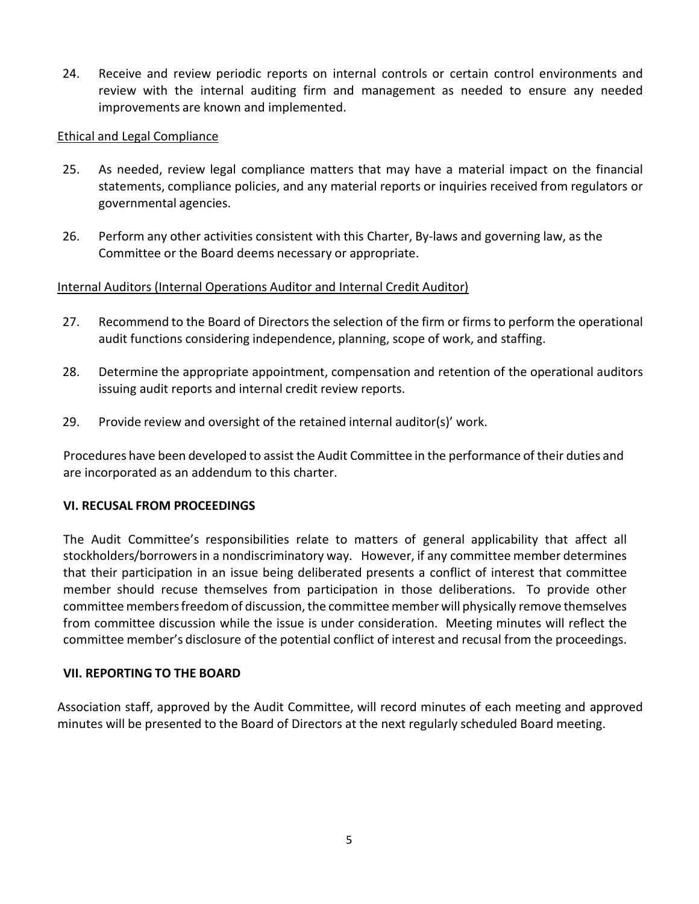24. Receive and review periodic reports on internal controls or certain control environments and review with the internal auditing firm and management as needed to ensure any needed improvements are known and implemented.

<u>Ethical and Legal Compliance</u>

25. As needed, review legal compliance matters that may have a material impact on the financial statements, compliance policies, and any material reports or inquiries received from regulators or governmental agencies.

26. Perform any other activities consistent with this Charter, By-laws and governing law, as the Committee or the Board deems necessary or appropriate.

<u>Internal Auditors (Internal Operations Auditor and Internal Credit Auditor)</u>

27. Recommend to the Board of Directors the selection of the firm or firms to perform the operational audit functions considering independence, planning, scope of work, and staffing.

28. Determine the appropriate appointment, compensation and retention of the operational auditors issuing audit reports and internal credit review reports.

29. Provide review and oversight of the retained internal auditor(s)' work.

Procedures have been developed to assist the Audit Committee in the performance of their duties and are incorporated as an addendum to this charter.

## VI. RECUSAL FROM PROCEEDINGS

The Audit Committee's responsibilities relate to matters of general applicability that affect all stockholders/borrowers in a nondiscriminatory way. However, if any committee member determines that their participation in an issue being deliberated presents a conflict of interest that committee member should recuse themselves from participation in those deliberations. To provide other committee members freedom of discussion, the committee member will physically remove themselves from committee discussion while the issue is under consideration. Meeting minutes will reflect the committee member's disclosure of the potential conflict of interest and recusal from the proceedings.

## VII. REPORTING TO THE BOARD

Association staff, approved by the Audit Committee, will record minutes of each meeting and approved minutes will be presented to the Board of Directors at the next regularly scheduled Board meeting.